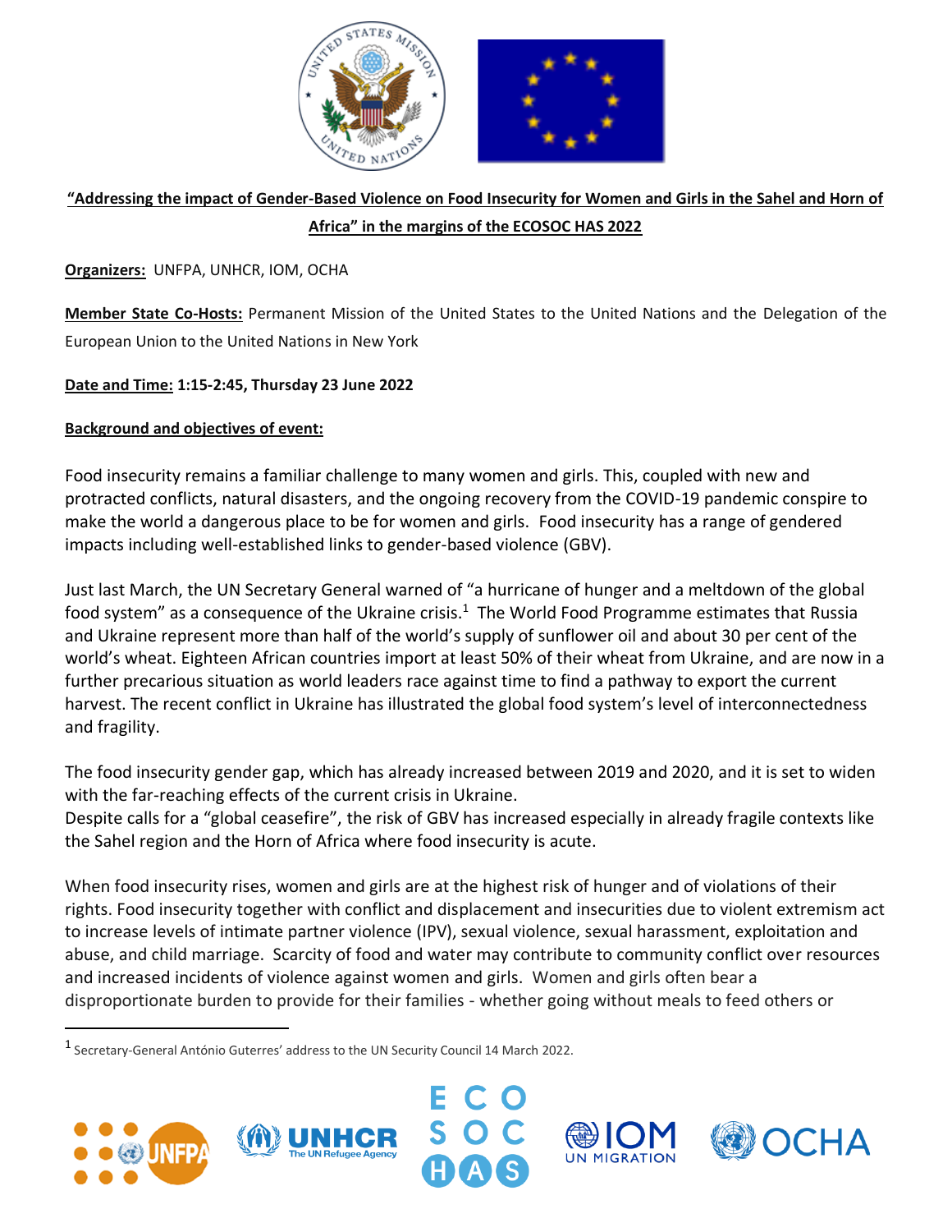**"Addressing the impact of Gender-Based Violence on Food Insecurity for Women and Girls in the Sahel and Horn of Africa" in the margins of the ECOSOC HAS 2022**

**Organizers:** UNFPA, UNHCR, IOM, OCHA

**Member State Co-Hosts:** Permanent Mission of the United States to the United Nations and the Delegation of the European Union to the United Nations in New York

**Date and Time: 1:15-2:45, Thursday 23 June 2022**

**Background and objectives of event:**

Food insecurity remains a familiar challenge to many women and girls. This, coupled with new and protracted conflicts, natural disasters, and the ongoing recovery from the COVID-19 pandemic conspire to make the world a dangerous place to be for women and girls. Food insecurity has a range of gendered impacts including well-established links to gender-based violence (GBV).

Just last March, the UN Secretary General warned of "a hurricane of hunger and a meltdown of the global food system" as a consequence of the Ukraine crisis.[1] The World Food Programme estimates that Russia and Ukraine represent more than half of the world's supply of sunflower oil and about 30 per cent of the world's wheat. Eighteen African countries import at least 50% of their wheat from Ukraine, and are now in a further precarious situation as world leaders race against time to find a pathway to export the current harvest. The recent conflict in Ukraine has illustrated the global food system's level of interconnectedness and fragility.

The food insecurity gender gap, which has already increased between 2019 and 2020, and it is set to widen with the far-reaching effects of the current crisis in Ukraine.
Despite calls for a "global ceasefire", the risk of GBV has increased especially in already fragile contexts like the Sahel region and the Horn of Africa where food insecurity is acute.

When food insecurity rises, women and girls are at the highest risk of hunger and of violations of their rights. Food insecurity together with conflict and displacement and insecurities due to violent extremism act to increase levels of intimate partner violence (IPV), sexual violence, sexual harassment, exploitation and abuse, and child marriage. Scarcity of food and water may contribute to community conflict over resources and increased incidents of violence against women and girls. Women and girls often bear a disproportionate burden to provide for their families - whether going without meals to feed others or

[1] Secretary-General António Guterres' address to the UN Security Council 14 March 2022.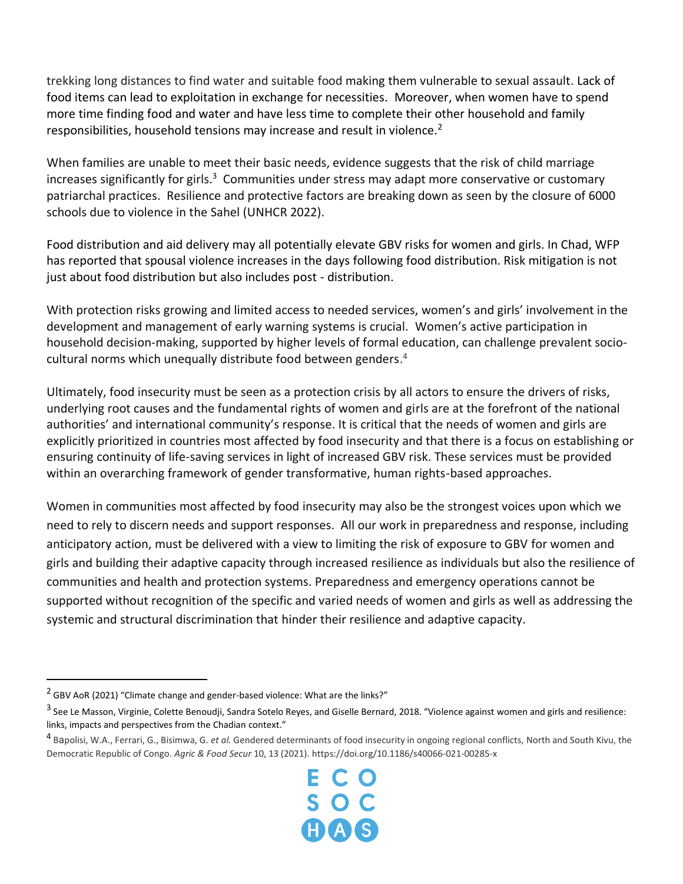trekking long distances to find water and suitable food making them vulnerable to sexual assault. Lack of food items can lead to exploitation in exchange for necessities. Moreover, when women have to spend more time finding food and water and have less time to complete their other household and family responsibilities, household tensions may increase and result in violence.[2]

When families are unable to meet their basic needs, evidence suggests that the risk of child marriage increases significantly for girls.[3] Communities under stress may adapt more conservative or customary patriarchal practices. Resilience and protective factors are breaking down as seen by the closure of 6000 schools due to violence in the Sahel (UNHCR 2022).

Food distribution and aid delivery may all potentially elevate GBV risks for women and girls. In Chad, WFP has reported that spousal violence increases in the days following food distribution. Risk mitigation is not just about food distribution but also includes post - distribution.

With protection risks growing and limited access to needed services, women's and girls' involvement in the development and management of early warning systems is crucial. Women's active participation in household decision-making, supported by higher levels of formal education, can challenge prevalent socio-cultural norms which unequally distribute food between genders.[4]

Ultimately, food insecurity must be seen as a protection crisis by all actors to ensure the drivers of risks, underlying root causes and the fundamental rights of women and girls are at the forefront of the national authorities' and international community's response. It is critical that the needs of women and girls are explicitly prioritized in countries most affected by food insecurity and that there is a focus on establishing or ensuring continuity of life-saving services in light of increased GBV risk. These services must be provided within an overarching framework of gender transformative, human rights-based approaches.

Women in communities most affected by food insecurity may also be the strongest voices upon which we need to rely to discern needs and support responses. All our work in preparedness and response, including anticipatory action, must be delivered with a view to limiting the risk of exposure to GBV for women and girls and building their adaptive capacity through increased resilience as individuals but also the resilience of communities and health and protection systems. Preparedness and emergency operations cannot be supported without recognition of the specific and varied needs of women and girls as well as addressing the systemic and structural discrimination that hinder their resilience and adaptive capacity.

---

[2] GBV AoR (2021) "Climate change and gender-based violence: What are the links?"

[3] See Le Masson, Virginie, Colette Benoudji, Sandra Sotelo Reyes, and Giselle Bernard, 2018. "Violence against women and girls and resilience: links, impacts and perspectives from the Chadian context."

[4] Bapolisi, W.A., Ferrari, G., Bisimwa, G. *et al.* Gendered determinants of food insecurity in ongoing regional conflicts, North and South Kivu, the Democratic Republic of Congo. *Agric & Food Secur* 10, 13 (2021). https://doi.org/10.1186/s40066-021-00285-x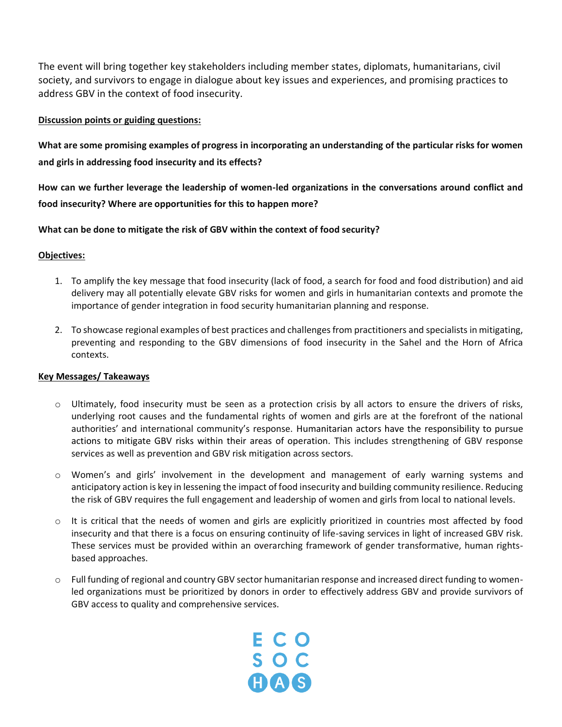The event will bring together key stakeholders including member states, diplomats, humanitarians, civil society, and survivors to engage in dialogue about key issues and experiences, and promising practices to address GBV in the context of food insecurity.

**Discussion points or guiding questions:**

**What are some promising examples of progress in incorporating an understanding of the particular risks for women and girls in addressing food insecurity and its effects?**

**How can we further leverage the leadership of women-led organizations in the conversations around conflict and food insecurity? Where are opportunities for this to happen more?**

**What can be done to mitigate the risk of GBV within the context of food security?**

**Objectives:**

1. To amplify the key message that food insecurity (lack of food, a search for food and food distribution) and aid delivery may all potentially elevate GBV risks for women and girls in humanitarian contexts and promote the importance of gender integration in food security humanitarian planning and response.

2. To showcase regional examples of best practices and challenges from practitioners and specialists in mitigating, preventing and responding to the GBV dimensions of food insecurity in the Sahel and the Horn of Africa contexts.

**Key Messages/ Takeaways**

- Ultimately, food insecurity must be seen as a protection crisis by all actors to ensure the drivers of risks, underlying root causes and the fundamental rights of women and girls are at the forefront of the national authorities' and international community's response. Humanitarian actors have the responsibility to pursue actions to mitigate GBV risks within their areas of operation. This includes strengthening of GBV response services as well as prevention and GBV risk mitigation across sectors.

- Women's and girls' involvement in the development and management of early warning systems and anticipatory action is key in lessening the impact of food insecurity and building community resilience. Reducing the risk of GBV requires the full engagement and leadership of women and girls from local to national levels.

- It is critical that the needs of women and girls are explicitly prioritized in countries most affected by food insecurity and that there is a focus on ensuring continuity of life-saving services in light of increased GBV risk. These services must be provided within an overarching framework of gender transformative, human rights-based approaches.

- Full funding of regional and country GBV sector humanitarian response and increased direct funding to women-led organizations must be prioritized by donors in order to effectively address GBV and provide survivors of GBV access to quality and comprehensive services.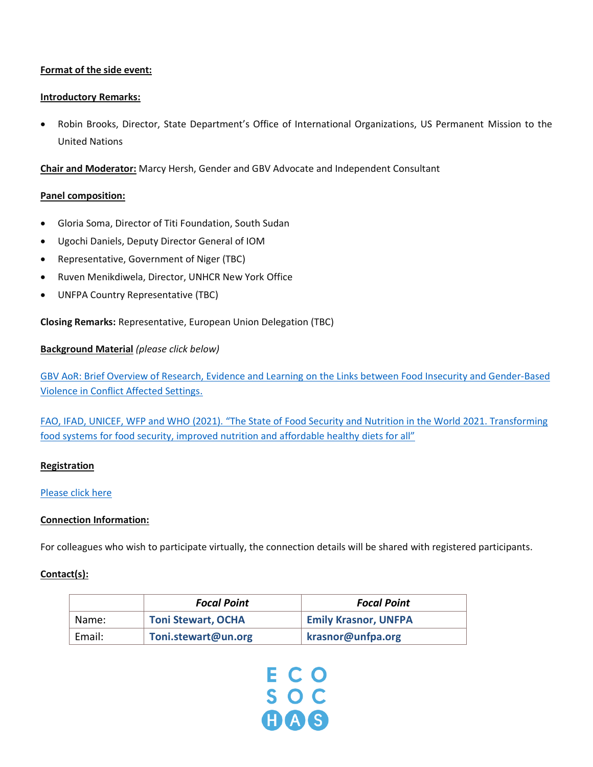**Format of the side event:**

**Introductory Remarks:**

- Robin Brooks, Director, State Department's Office of International Organizations, US Permanent Mission to the United Nations

**Chair and Moderator:** Marcy Hersh, Gender and GBV Advocate and Independent Consultant

**Panel composition:**

- Gloria Soma, Director of Titi Foundation, South Sudan
- Ugochi Daniels, Deputy Director General of IOM
- Representative, Government of Niger (TBC)
- Ruven Menikdiwela, Director, UNHCR New York Office
- UNFPA Country Representative (TBC)

**Closing Remarks:** Representative, European Union Delegation (TBC)

**Background Material** *(please click below)*

GBV AoR: Brief Overview of Research, Evidence and Learning on the Links between Food Insecurity and Gender-Based Violence in Conflict Affected Settings.

FAO, IFAD, UNICEF, WFP and WHO (2021). "The State of Food Security and Nutrition in the World 2021. Transforming food systems for food security, improved nutrition and affordable healthy diets for all"

**Registration**

Please click here

**Connection Information:**

For colleagues who wish to participate virtually, the connection details will be shared with registered participants.

**Contact(s):**

| | ***Focal Point*** | ***Focal Point*** |
|---|---|---|
| Name: | **Toni Stewart, OCHA** | **Emily Krasnor, UNFPA** |
| Email: | **Toni.stewart@un.org** | **krasnor@unfpa.org** |

ECO SOC HAS